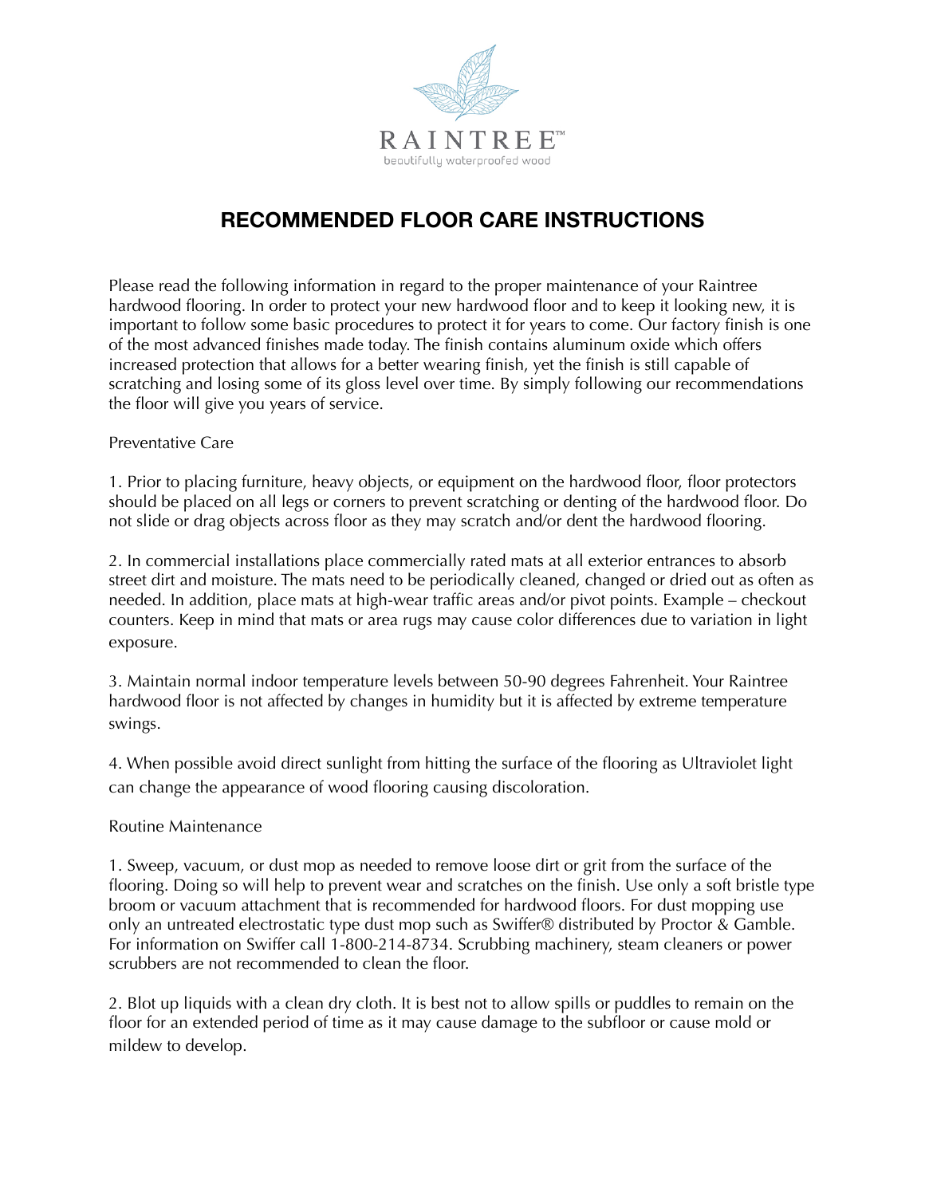RAINTREE™

beautifully waterproofed wood

# RECOMMENDED FLOOR CARE INSTRUCTIONS

Please read the following information in regard to the proper maintenance of your Raintree hardwood flooring. In order to protect your new hardwood floor and to keep it looking new, it is important to follow some basic procedures to protect it for years to come. Our factory finish is one of the most advanced finishes made today. The finish contains aluminum oxide which offers increased protection that allows for a better wearing finish, yet the finish is still capable of scratching and losing some of its gloss level over time. By simply following our recommendations the floor will give you years of service.

## Preventative Care

1. Prior to placing furniture, heavy objects, or equipment on the hardwood floor, floor protectors should be placed on all legs or corners to prevent scratching or denting of the hardwood floor. Do not slide or drag objects across floor as they may scratch and/or dent the hardwood flooring.

2. In commercial installations place commercially rated mats at all exterior entrances to absorb street dirt and moisture. The mats need to be periodically cleaned, changed or dried out as often as needed. In addition, place mats at high-wear traffic areas and/or pivot points. Example – checkout counters. Keep in mind that mats or area rugs may cause color differences due to variation in light exposure.

3. Maintain normal indoor temperature levels between 50-90 degrees Fahrenheit. Your Raintree hardwood floor is not affected by changes in humidity but it is affected by extreme temperature swings.

4. When possible avoid direct sunlight from hitting the surface of the flooring as Ultraviolet light can change the appearance of wood flooring causing discoloration.

## Routine Maintenance

1. Sweep, vacuum, or dust mop as needed to remove loose dirt or grit from the surface of the flooring. Doing so will help to prevent wear and scratches on the finish. Use only a soft bristle type broom or vacuum attachment that is recommended for hardwood floors. For dust mopping use only an untreated electrostatic type dust mop such as Swiffer® distributed by Proctor & Gamble. For information on Swiffer call 1-800-214-8734. Scrubbing machinery, steam cleaners or power scrubbers are not recommended to clean the floor.

2. Blot up liquids with a clean dry cloth. It is best not to allow spills or puddles to remain on the floor for an extended period of time as it may cause damage to the subfloor or cause mold or mildew to develop.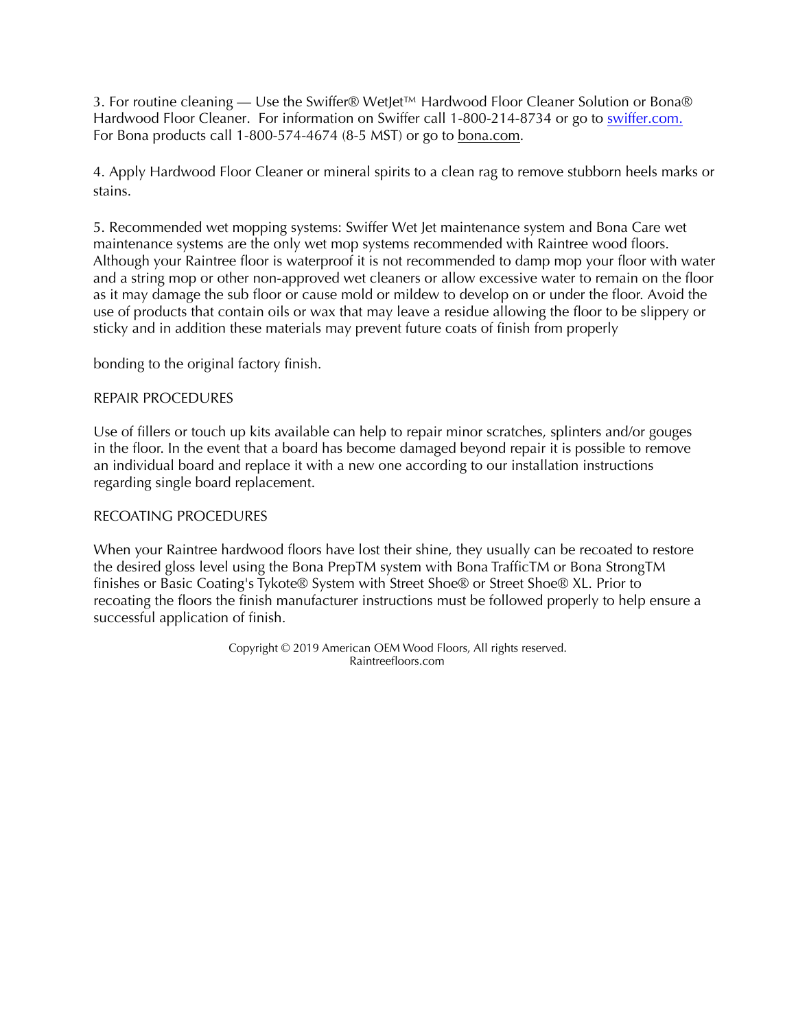3. For routine cleaning — Use the Swiffer® WetJet™ Hardwood Floor Cleaner Solution or Bona® Hardwood Floor Cleaner. For information on Swiffer call 1-800-214-8734 or go to [swiffer.com.](http://swiffer.com) For Bona products call 1-800-574-4674 (8-5 MST) or go to bona.com.

4. Apply Hardwood Floor Cleaner or mineral spirits to a clean rag to remove stubborn heels marks or stains.

5. Recommended wet mopping systems: Swiffer Wet Jet maintenance system and Bona Care wet maintenance systems are the only wet mop systems recommended with Raintree wood floors. Although your Raintree floor is waterproof it is not recommended to damp mop your floor with water and a string mop or other non-approved wet cleaners or allow excessive water to remain on the floor as it may damage the sub floor or cause mold or mildew to develop on or under the floor. Avoid the use of products that contain oils or wax that may leave a residue allowing the floor to be slippery or sticky and in addition these materials may prevent future coats of finish from properly bonding to the original factory finish.

## REPAIR PROCEDURES

Use of fillers or touch up kits available can help to repair minor scratches, splinters and/or gouges in the floor. In the event that a board has become damaged beyond repair it is possible to remove an individual board and replace it with a new one according to our installation instructions regarding single board replacement.

## RECOATING PROCEDURES

When your Raintree hardwood floors have lost their shine, they usually can be recoated to restore the desired gloss level using the Bona PrepTM system with Bona TrafficTM or Bona StrongTM finishes or Basic Coating's Tykote® System with Street Shoe® or Street Shoe® XL. Prior to recoating the floors the finish manufacturer instructions must be followed properly to help ensure a successful application of finish.

Copyright © 2019 American OEM Wood Floors, All rights reserved.
Raintreefloors.com